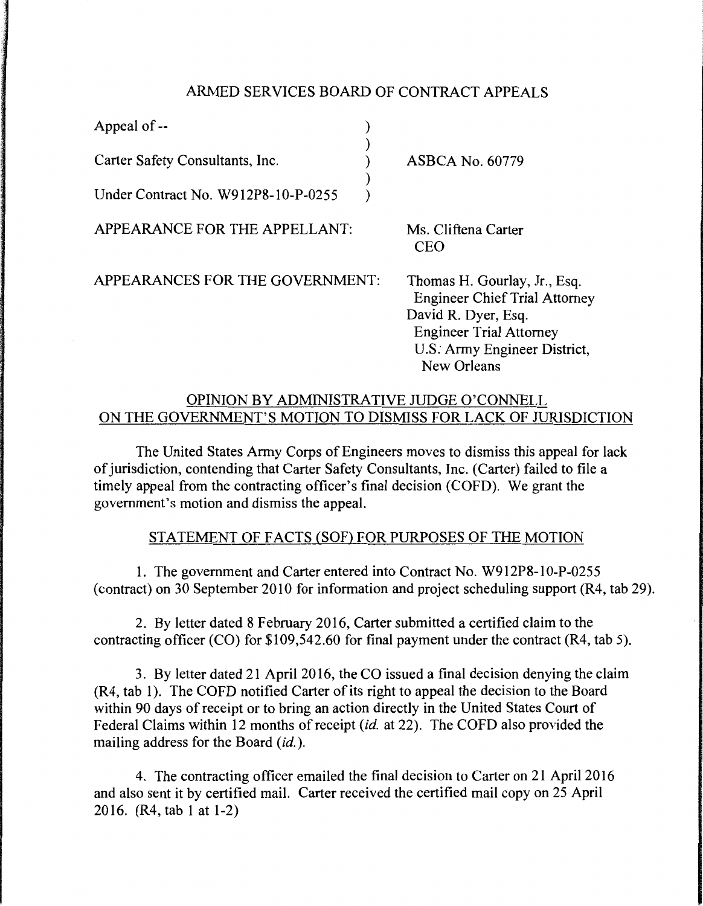# ARMED SERVICES BOARD OF CONTRACT APPEALS

| | | |
|---|---|---|
| Appeal of -- | ) | |
| | ) | |
| Carter Safety Consultants, Inc. | ) | ASBCA No. 60779 |
| | ) | |
| Under Contract No. W912P8-10-P-0255 | ) | |

APPEARANCE FOR THE APPELLANT: Ms. Cliftena Carter
CEO

APPEARANCES FOR THE GOVERNMENT: Thomas H. Gourlay, Jr., Esq.
Engineer Chief Trial Attorney
David R. Dyer, Esq.
Engineer Trial Attorney
U.S. Army Engineer District,
New Orleans

## OPINION BY ADMINISTRATIVE JUDGE O'CONNELL ON THE GOVERNMENT'S MOTION TO DISMISS FOR LACK OF JURISDICTION

The United States Army Corps of Engineers moves to dismiss this appeal for lack of jurisdiction, contending that Carter Safety Consultants, Inc. (Carter) failed to file a timely appeal from the contracting officer's final decision (COFD). We grant the government's motion and dismiss the appeal.

## STATEMENT OF FACTS (SOF) FOR PURPOSES OF THE MOTION

1. The government and Carter entered into Contract No. W912P8-10-P-0255 (contract) on 30 September 2010 for information and project scheduling support (R4, tab 29).

2. By letter dated 8 February 2016, Carter submitted a certified claim to the contracting officer (CO) for $109,542.60 for final payment under the contract (R4, tab 5).

3. By letter dated 21 April 2016, the CO issued a final decision denying the claim (R4, tab 1). The COFD notified Carter of its right to appeal the decision to the Board within 90 days of receipt or to bring an action directly in the United States Court of Federal Claims within 12 months of receipt (*id.* at 22). The COFD also provided the mailing address for the Board (*id.*).

4. The contracting officer emailed the final decision to Carter on 21 April 2016 and also sent it by certified mail. Carter received the certified mail copy on 25 April 2016. (R4, tab 1 at 1-2)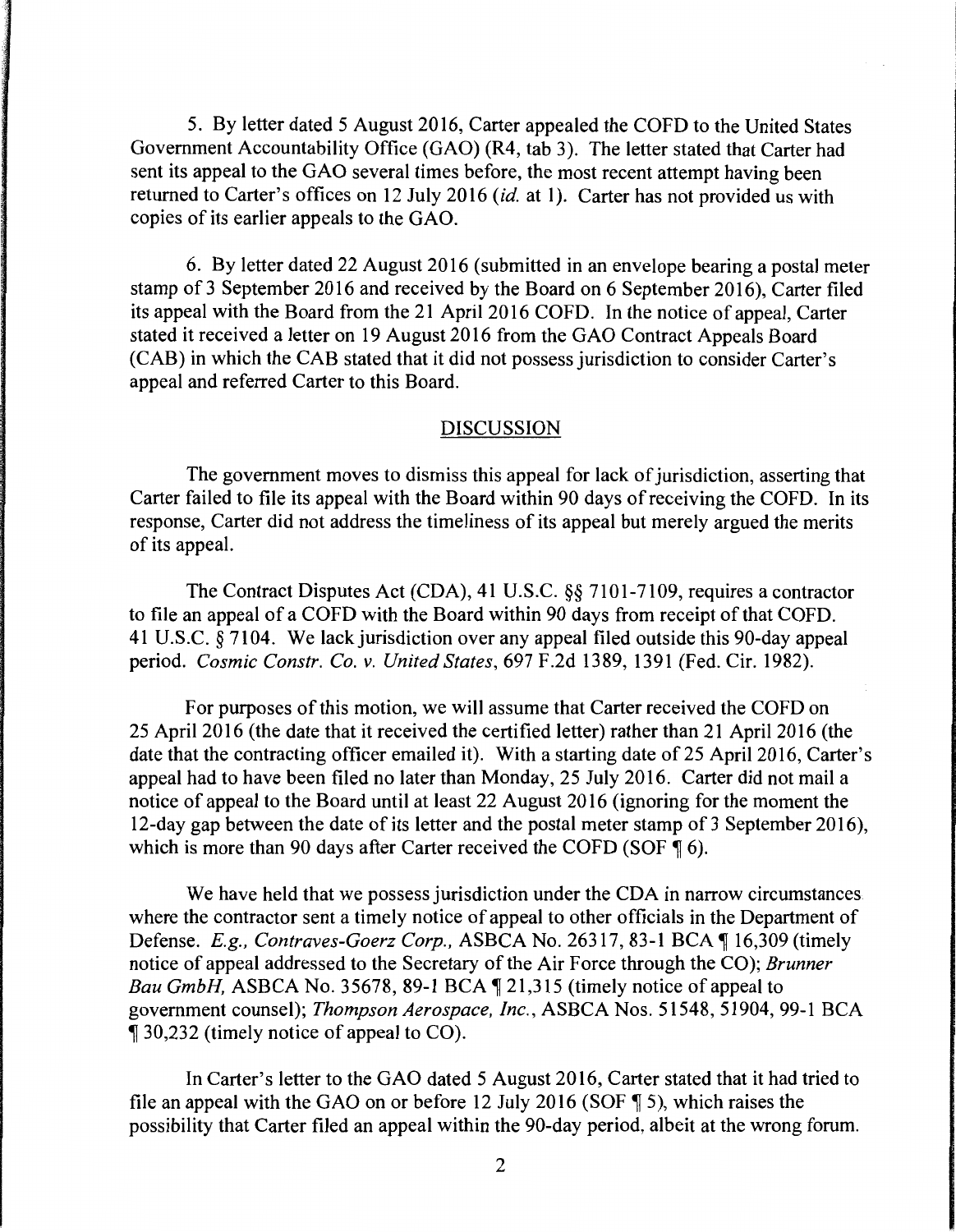5. By letter dated 5 August 2016, Carter appealed the COFD to the United States Government Accountability Office (GAO) (R4, tab 3). The letter stated that Carter had sent its appeal to the GAO several times before, the most recent attempt having been returned to Carter's offices on 12 July 2016 (*id.* at 1). Carter has not provided us with copies of its earlier appeals to the GAO.

6. By letter dated 22 August 2016 (submitted in an envelope bearing a postal meter stamp of 3 September 2016 and received by the Board on 6 September 2016), Carter filed its appeal with the Board from the 21 April 2016 COFD. In the notice of appeal, Carter stated it received a letter on 19 August 2016 from the GAO Contract Appeals Board (CAB) in which the CAB stated that it did not possess jurisdiction to consider Carter's appeal and referred Carter to this Board.

## DISCUSSION

The government moves to dismiss this appeal for lack of jurisdiction, asserting that Carter failed to file its appeal with the Board within 90 days of receiving the COFD. In its response, Carter did not address the timeliness of its appeal but merely argued the merits of its appeal.

The Contract Disputes Act (CDA), 41 U.S.C. §§ 7101-7109, requires a contractor to file an appeal of a COFD with the Board within 90 days from receipt of that COFD. 41 U.S.C. § 7104. We lack jurisdiction over any appeal filed outside this 90-day appeal period. *Cosmic Constr. Co. v. United States*, 697 F.2d 1389, 1391 (Fed. Cir. 1982).

For purposes of this motion, we will assume that Carter received the COFD on 25 April 2016 (the date that it received the certified letter) rather than 21 April 2016 (the date that the contracting officer emailed it). With a starting date of 25 April 2016, Carter's appeal had to have been filed no later than Monday, 25 July 2016. Carter did not mail a notice of appeal to the Board until at least 22 August 2016 (ignoring for the moment the 12-day gap between the date of its letter and the postal meter stamp of 3 September 2016), which is more than 90 days after Carter received the COFD (SOF ¶ 6).

We have held that we possess jurisdiction under the CDA in narrow circumstances where the contractor sent a timely notice of appeal to other officials in the Department of Defense. *E.g., Contraves-Goerz Corp.*, ASBCA No. 26317, 83-1 BCA ¶ 16,309 (timely notice of appeal addressed to the Secretary of the Air Force through the CO); *Brunner Bau GmbH*, ASBCA No. 35678, 89-1 BCA ¶ 21,315 (timely notice of appeal to government counsel); *Thompson Aerospace, Inc.*, ASBCA Nos. 51548, 51904, 99-1 BCA ¶ 30,232 (timely notice of appeal to CO).

In Carter's letter to the GAO dated 5 August 2016, Carter stated that it had tried to file an appeal with the GAO on or before 12 July 2016 (SOF ¶ 5), which raises the possibility that Carter filed an appeal within the 90-day period, albeit at the wrong forum.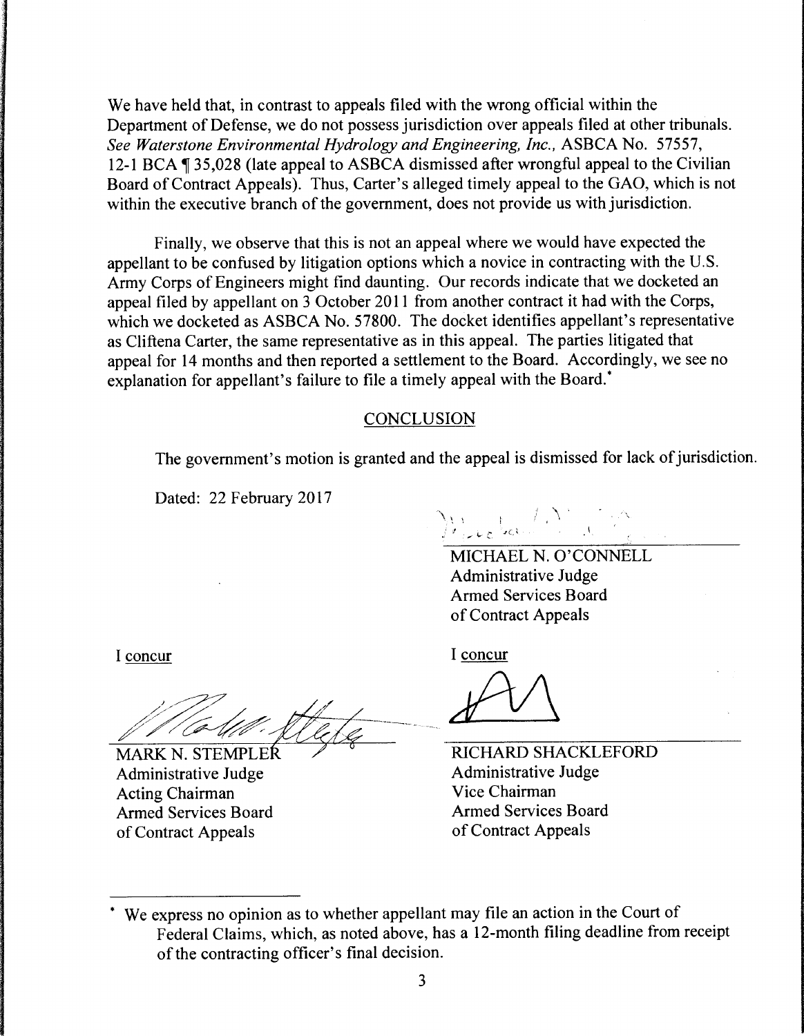We have held that, in contrast to appeals filed with the wrong official within the Department of Defense, we do not possess jurisdiction over appeals filed at other tribunals. *See Waterstone Environmental Hydrology and Engineering, Inc.*, ASBCA No. 57557, 12-1 BCA ¶ 35,028 (late appeal to ASBCA dismissed after wrongful appeal to the Civilian Board of Contract Appeals). Thus, Carter's alleged timely appeal to the GAO, which is not within the executive branch of the government, does not provide us with jurisdiction.

Finally, we observe that this is not an appeal where we would have expected the appellant to be confused by litigation options which a novice in contracting with the U.S. Army Corps of Engineers might find daunting. Our records indicate that we docketed an appeal filed by appellant on 3 October 2011 from another contract it had with the Corps, which we docketed as ASBCA No. 57800. The docket identifies appellant's representative as Cliftena Carter, the same representative as in this appeal. The parties litigated that appeal for 14 months and then reported a settlement to the Board. Accordingly, we see no explanation for appellant's failure to file a timely appeal with the Board.*

## CONCLUSION

The government's motion is granted and the appeal is dismissed for lack of jurisdiction.

Dated: 22 February 2017

MICHAEL N. O'CONNELL
Administrative Judge
Armed Services Board
of Contract Appeals

I concur

MARK N. STEMPLER
Administrative Judge
Acting Chairman
Armed Services Board
of Contract Appeals

I concur

RICHARD SHACKLEFORD
Administrative Judge
Vice Chairman
Armed Services Board
of Contract Appeals

---

* We express no opinion as to whether appellant may file an action in the Court of Federal Claims, which, as noted above, has a 12-month filing deadline from receipt of the contracting officer's final decision.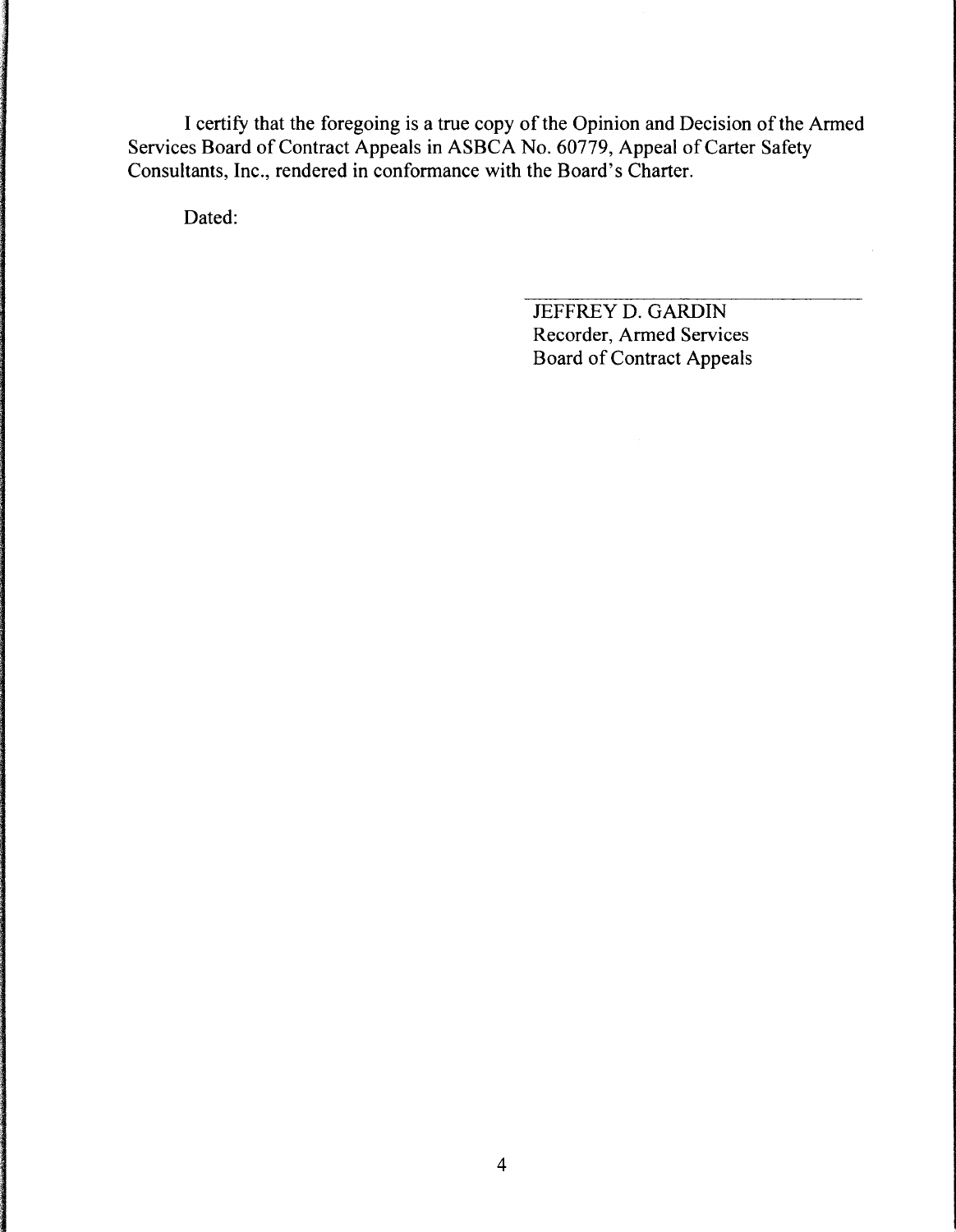I certify that the foregoing is a true copy of the Opinion and Decision of the Armed Services Board of Contract Appeals in ASBCA No. 60779, Appeal of Carter Safety Consultants, Inc., rendered in conformance with the Board's Charter.

Dated:

JEFFREY D. GARDIN
Recorder, Armed Services
Board of Contract Appeals